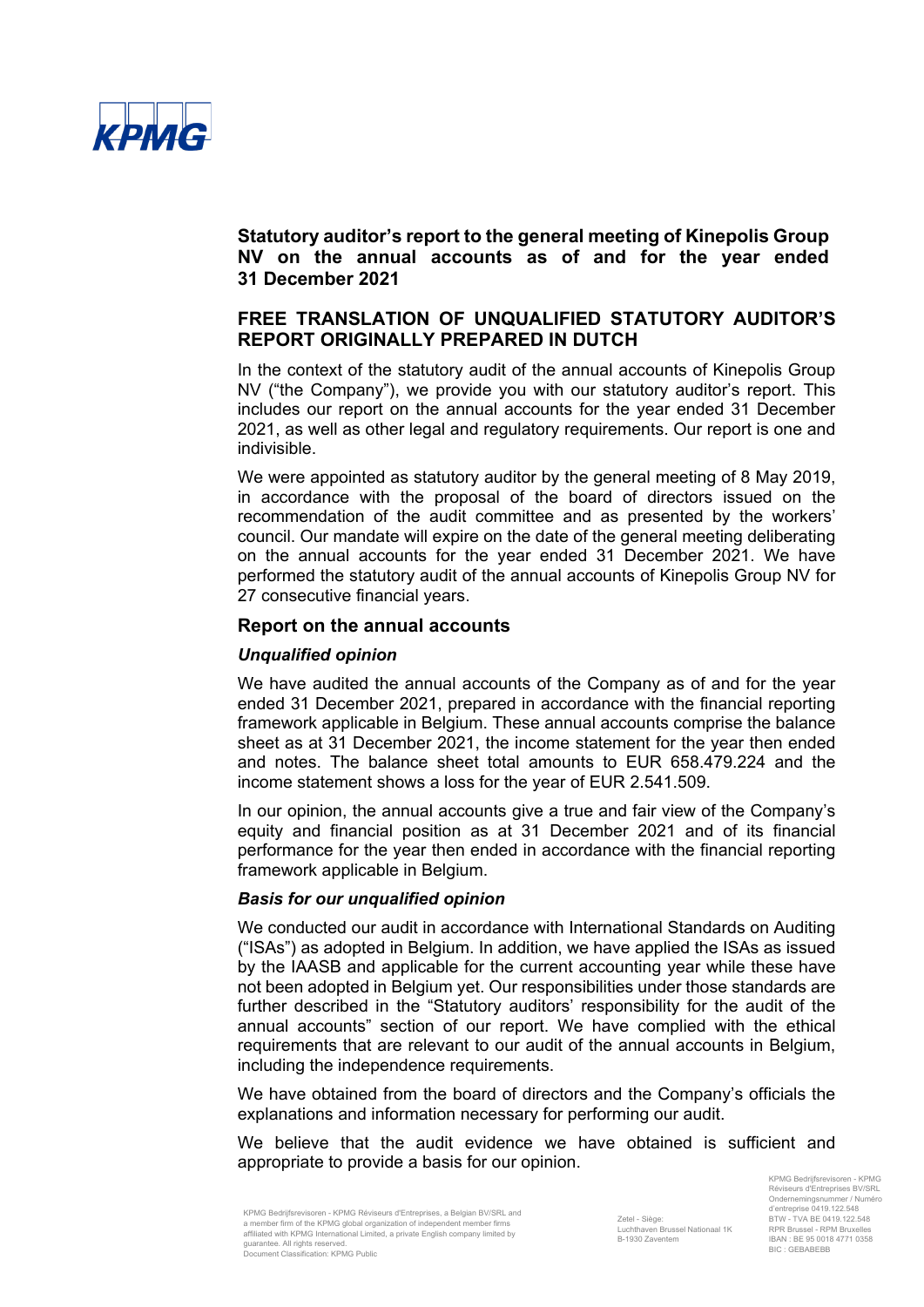# Statutory auditor's report to the general meeting of Kinepolis Group NV on the annual accounts as of and for the year ended 31 December 2021

## FREE TRANSLATION OF UNQUALIFIED STATUTORY AUDITOR'S REPORT ORIGINALLY PREPARED IN DUTCH

In the context of the statutory audit of the annual accounts of Kinepolis Group NV ("the Company"), we provide you with our statutory auditor's report. This includes our report on the annual accounts for the year ended 31 December 2021, as well as other legal and regulatory requirements. Our report is one and indivisible.

We were appointed as statutory auditor by the general meeting of 8 May 2019, in accordance with the proposal of the board of directors issued on the recommendation of the audit committee and as presented by the workers' council. Our mandate will expire on the date of the general meeting deliberating on the annual accounts for the year ended 31 December 2021. We have performed the statutory audit of the annual accounts of Kinepolis Group NV for 27 consecutive financial years.

## Report on the annual accounts

### *Unqualified opinion*

We have audited the annual accounts of the Company as of and for the year ended 31 December 2021, prepared in accordance with the financial reporting framework applicable in Belgium. These annual accounts comprise the balance sheet as at 31 December 2021, the income statement for the year then ended and notes. The balance sheet total amounts to EUR 658.479.224 and the income statement shows a loss for the year of EUR 2.541.509.

In our opinion, the annual accounts give a true and fair view of the Company's equity and financial position as at 31 December 2021 and of its financial performance for the year then ended in accordance with the financial reporting framework applicable in Belgium.

### *Basis for our unqualified opinion*

We conducted our audit in accordance with International Standards on Auditing ("ISAs") as adopted in Belgium. In addition, we have applied the ISAs as issued by the IAASB and applicable for the current accounting year while these have not been adopted in Belgium yet. Our responsibilities under those standards are further described in the "Statutory auditors' responsibility for the audit of the annual accounts" section of our report. We have complied with the ethical requirements that are relevant to our audit of the annual accounts in Belgium, including the independence requirements.

We have obtained from the board of directors and the Company's officials the explanations and information necessary for performing our audit.

We believe that the audit evidence we have obtained is sufficient and appropriate to provide a basis for our opinion.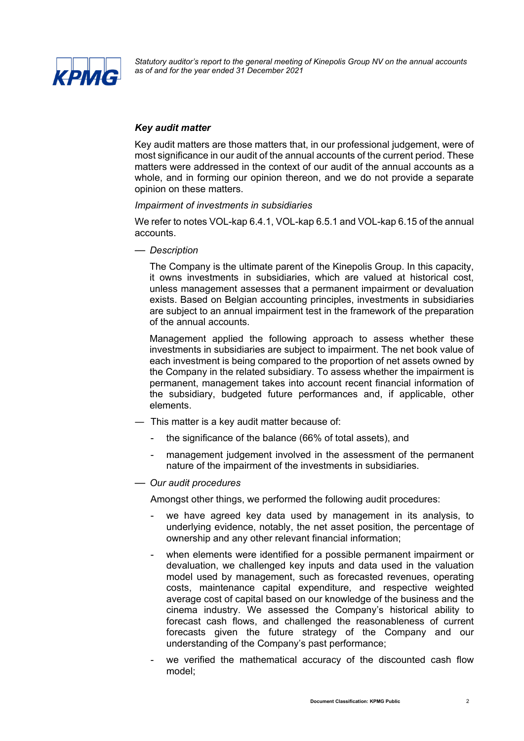### *Key audit matter*

Key audit matters are those matters that, in our professional judgement, were of most significance in our audit of the annual accounts of the current period. These matters were addressed in the context of our audit of the annual accounts as a whole, and in forming our opinion thereon, and we do not provide a separate opinion on these matters.

*Impairment of investments in subsidiaries*

We refer to notes VOL-kap 6.4.1, VOL-kap 6.5.1 and VOL-kap 6.15 of the annual accounts.

— *Description*

  The Company is the ultimate parent of the Kinepolis Group. In this capacity, it owns investments in subsidiaries, which are valued at historical cost, unless management assesses that a permanent impairment or devaluation exists. Based on Belgian accounting principles, investments in subsidiaries are subject to an annual impairment test in the framework of the preparation of the annual accounts.

  Management applied the following approach to assess whether these investments in subsidiaries are subject to impairment. The net book value of each investment is being compared to the proportion of net assets owned by the Company in the related subsidiary. To assess whether the impairment is permanent, management takes into account recent financial information of the subsidiary, budgeted future performances and, if applicable, other elements.

— This matter is a key audit matter because of:

  - the significance of the balance (66% of total assets), and
  - management judgement involved in the assessment of the permanent nature of the impairment of the investments in subsidiaries.

— *Our audit procedures*

  Amongst other things, we performed the following audit procedures:

  - we have agreed key data used by management in its analysis, to underlying evidence, notably, the net asset position, the percentage of ownership and any other relevant financial information;
  - when elements were identified for a possible permanent impairment or devaluation, we challenged key inputs and data used in the valuation model used by management, such as forecasted revenues, operating costs, maintenance capital expenditure, and respective weighted average cost of capital based on our knowledge of the business and the cinema industry. We assessed the Company's historical ability to forecast cash flows, and challenged the reasonableness of current forecasts given the future strategy of the Company and our understanding of the Company's past performance;
  - we verified the mathematical accuracy of the discounted cash flow model;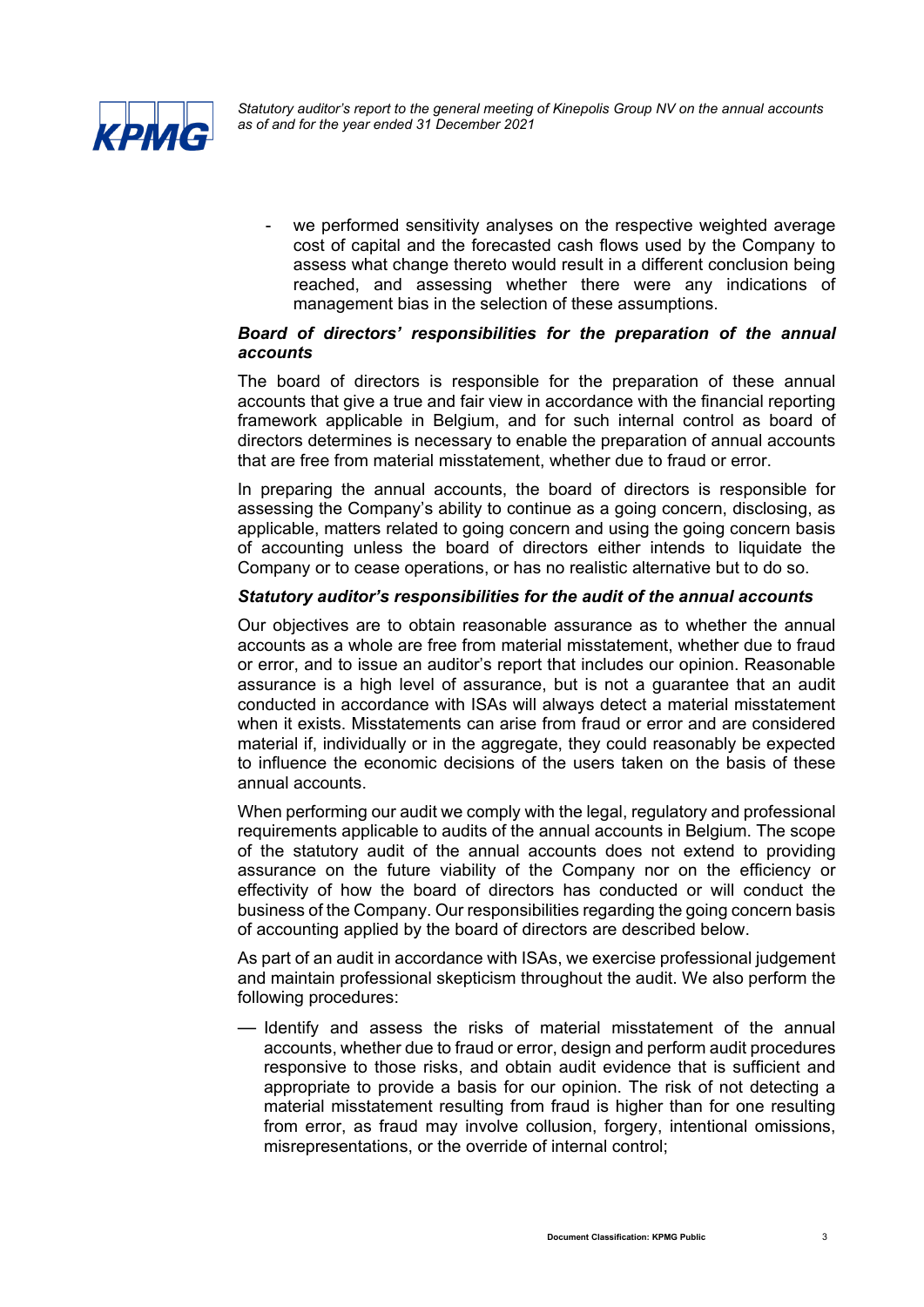- we performed sensitivity analyses on the respective weighted average cost of capital and the forecasted cash flows used by the Company to assess what change thereto would result in a different conclusion being reached, and assessing whether there were any indications of management bias in the selection of these assumptions.

***Board of directors' responsibilities for the preparation of the annual accounts***

The board of directors is responsible for the preparation of these annual accounts that give a true and fair view in accordance with the financial reporting framework applicable in Belgium, and for such internal control as board of directors determines is necessary to enable the preparation of annual accounts that are free from material misstatement, whether due to fraud or error.

In preparing the annual accounts, the board of directors is responsible for assessing the Company's ability to continue as a going concern, disclosing, as applicable, matters related to going concern and using the going concern basis of accounting unless the board of directors either intends to liquidate the Company or to cease operations, or has no realistic alternative but to do so.

***Statutory auditor's responsibilities for the audit of the annual accounts***

Our objectives are to obtain reasonable assurance as to whether the annual accounts as a whole are free from material misstatement, whether due to fraud or error, and to issue an auditor's report that includes our opinion. Reasonable assurance is a high level of assurance, but is not a guarantee that an audit conducted in accordance with ISAs will always detect a material misstatement when it exists. Misstatements can arise from fraud or error and are considered material if, individually or in the aggregate, they could reasonably be expected to influence the economic decisions of the users taken on the basis of these annual accounts.

When performing our audit we comply with the legal, regulatory and professional requirements applicable to audits of the annual accounts in Belgium. The scope of the statutory audit of the annual accounts does not extend to providing assurance on the future viability of the Company nor on the efficiency or effectivity of how the board of directors has conducted or will conduct the business of the Company. Our responsibilities regarding the going concern basis of accounting applied by the board of directors are described below.

As part of an audit in accordance with ISAs, we exercise professional judgement and maintain professional skepticism throughout the audit. We also perform the following procedures:

- Identify and assess the risks of material misstatement of the annual accounts, whether due to fraud or error, design and perform audit procedures responsive to those risks, and obtain audit evidence that is sufficient and appropriate to provide a basis for our opinion. The risk of not detecting a material misstatement resulting from fraud is higher than for one resulting from error, as fraud may involve collusion, forgery, intentional omissions, misrepresentations, or the override of internal control;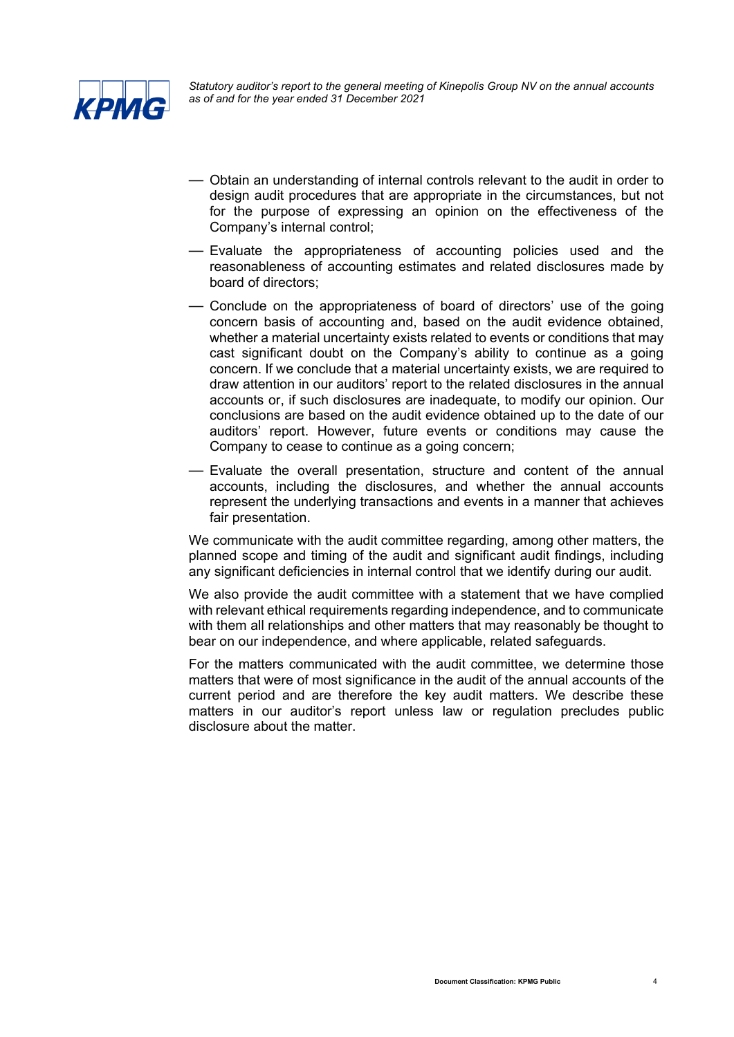- Obtain an understanding of internal controls relevant to the audit in order to design audit procedures that are appropriate in the circumstances, but not for the purpose of expressing an opinion on the effectiveness of the Company's internal control;
- Evaluate the appropriateness of accounting policies used and the reasonableness of accounting estimates and related disclosures made by board of directors;
- Conclude on the appropriateness of board of directors' use of the going concern basis of accounting and, based on the audit evidence obtained, whether a material uncertainty exists related to events or conditions that may cast significant doubt on the Company's ability to continue as a going concern. If we conclude that a material uncertainty exists, we are required to draw attention in our auditors' report to the related disclosures in the annual accounts or, if such disclosures are inadequate, to modify our opinion. Our conclusions are based on the audit evidence obtained up to the date of our auditors' report. However, future events or conditions may cause the Company to cease to continue as a going concern;
- Evaluate the overall presentation, structure and content of the annual accounts, including the disclosures, and whether the annual accounts represent the underlying transactions and events in a manner that achieves fair presentation.

We communicate with the audit committee regarding, among other matters, the planned scope and timing of the audit and significant audit findings, including any significant deficiencies in internal control that we identify during our audit.

We also provide the audit committee with a statement that we have complied with relevant ethical requirements regarding independence, and to communicate with them all relationships and other matters that may reasonably be thought to bear on our independence, and where applicable, related safeguards.

For the matters communicated with the audit committee, we determine those matters that were of most significance in the audit of the annual accounts of the current period and are therefore the key audit matters. We describe these matters in our auditor's report unless law or regulation precludes public disclosure about the matter.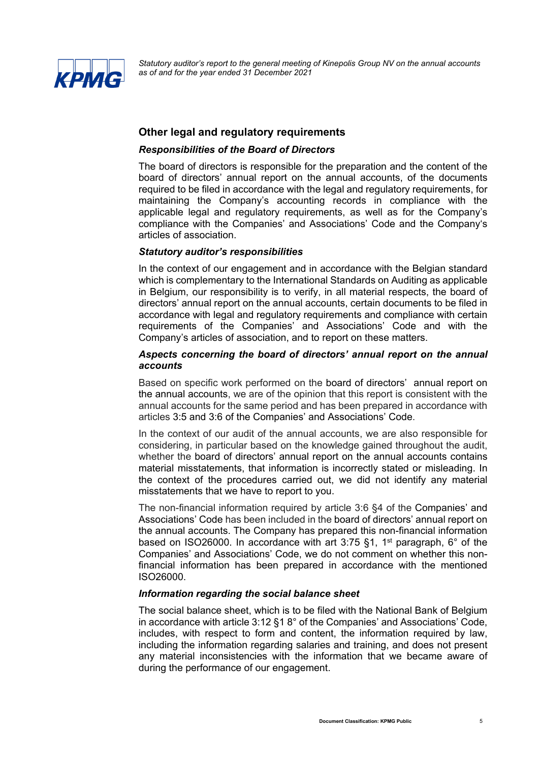## Other legal and regulatory requirements

### *Responsibilities of the Board of Directors*

The board of directors is responsible for the preparation and the content of the board of directors' annual report on the annual accounts, of the documents required to be filed in accordance with the legal and regulatory requirements, for maintaining the Company's accounting records in compliance with the applicable legal and regulatory requirements, as well as for the Company's compliance with the Companies' and Associations' Code and the Company's articles of association.

### *Statutory auditor's responsibilities*

In the context of our engagement and in accordance with the Belgian standard which is complementary to the International Standards on Auditing as applicable in Belgium, our responsibility is to verify, in all material respects, the board of directors' annual report on the annual accounts, certain documents to be filed in accordance with legal and regulatory requirements and compliance with certain requirements of the Companies' and Associations' Code and with the Company's articles of association, and to report on these matters.

### *Aspects concerning the board of directors' annual report on the annual accounts*

Based on specific work performed on the board of directors' annual report on the annual accounts, we are of the opinion that this report is consistent with the annual accounts for the same period and has been prepared in accordance with articles 3:5 and 3:6 of the Companies' and Associations' Code.

In the context of our audit of the annual accounts, we are also responsible for considering, in particular based on the knowledge gained throughout the audit, whether the board of directors' annual report on the annual accounts contains material misstatements, that information is incorrectly stated or misleading. In the context of the procedures carried out, we did not identify any material misstatements that we have to report to you.

The non-financial information required by article 3:6 §4 of the Companies' and Associations' Code has been included in the board of directors' annual report on the annual accounts. The Company has prepared this non-financial information based on ISO26000. In accordance with art 3:75 §1, 1st paragraph, 6° of the Companies' and Associations' Code, we do not comment on whether this non-financial information has been prepared in accordance with the mentioned ISO26000.

### *Information regarding the social balance sheet*

The social balance sheet, which is to be filed with the National Bank of Belgium in accordance with article 3:12 §1 8° of the Companies' and Associations' Code, includes, with respect to form and content, the information required by law, including the information regarding salaries and training, and does not present any material inconsistencies with the information that we became aware of during the performance of our engagement.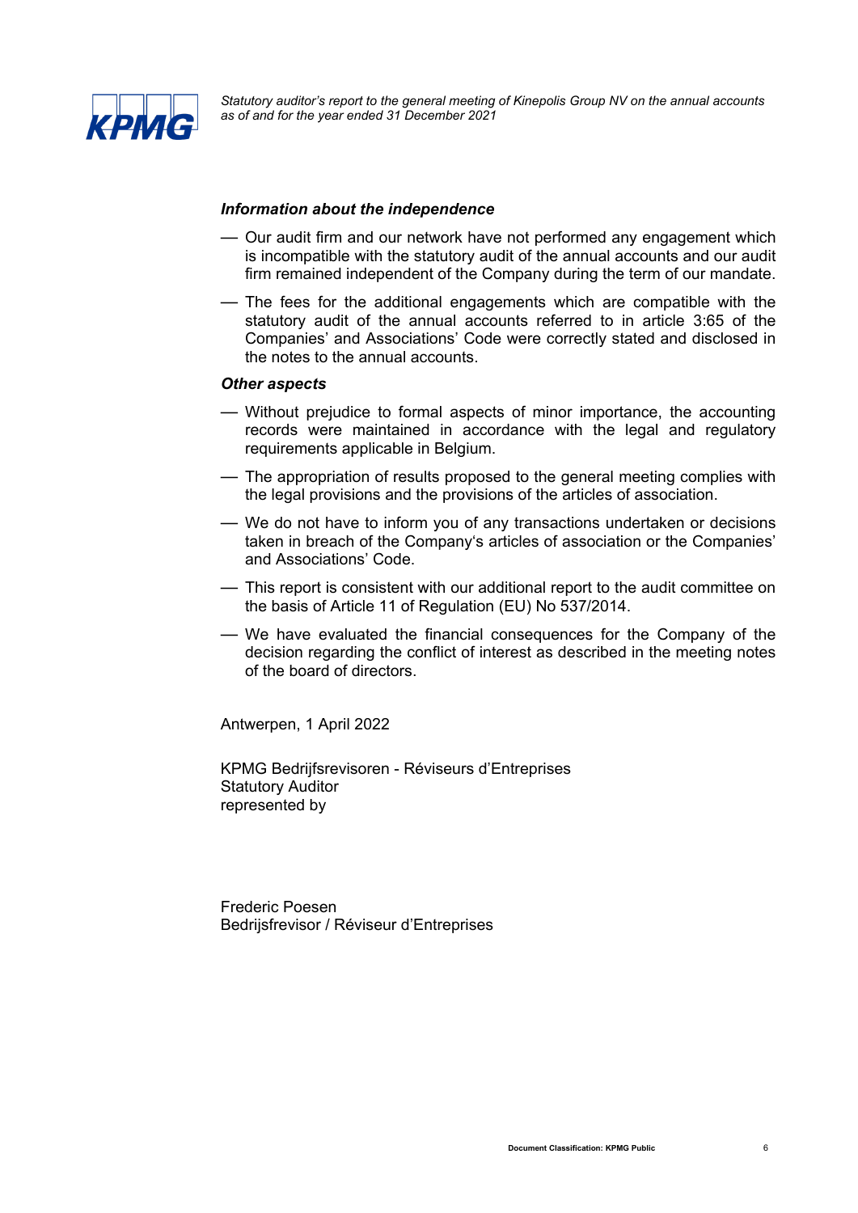### *Information about the independence*

- Our audit firm and our network have not performed any engagement which is incompatible with the statutory audit of the annual accounts and our audit firm remained independent of the Company during the term of our mandate.
- The fees for the additional engagements which are compatible with the statutory audit of the annual accounts referred to in article 3:65 of the Companies' and Associations' Code were correctly stated and disclosed in the notes to the annual accounts.

### *Other aspects*

- Without prejudice to formal aspects of minor importance, the accounting records were maintained in accordance with the legal and regulatory requirements applicable in Belgium.
- The appropriation of results proposed to the general meeting complies with the legal provisions and the provisions of the articles of association.
- We do not have to inform you of any transactions undertaken or decisions taken in breach of the Company's articles of association or the Companies' and Associations' Code.
- This report is consistent with our additional report to the audit committee on the basis of Article 11 of Regulation (EU) No 537/2014.
- We have evaluated the financial consequences for the Company of the decision regarding the conflict of interest as described in the meeting notes of the board of directors.

Antwerpen, 1 April 2022

KPMG Bedrijfsrevisoren - Réviseurs d'Entreprises
Statutory Auditor
represented by

Frederic Poesen
Bedrijfsrevisor / Réviseur d'Entreprises